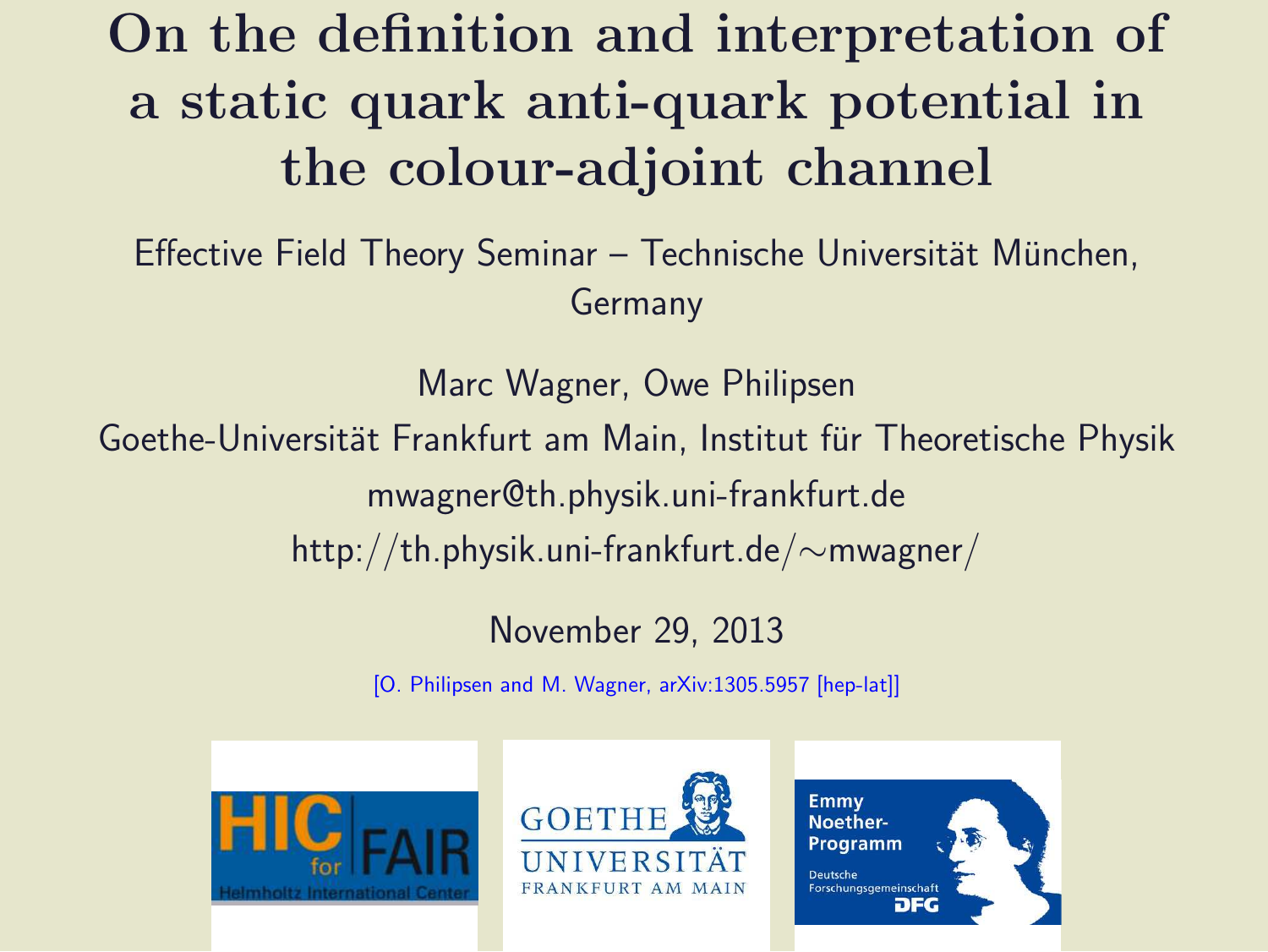# On the definition and interpretation of a static quark anti-quark potential in the colour-adjoint channel

Effective Field Theory Seminar – Technische Universität München, Germany

Marc Wagner, Owe Philipsen

Goethe-Universität Frankfurt am Main, Institut für Theoretische Physik

mwagner@th.physik.uni-frankfurt.de

http://th.physik.uni-frankfurt.de/∼mwagner/

November 29, 2013

[O. Philipsen and M. Wagner, arXiv:1305.5957 [hep-lat]]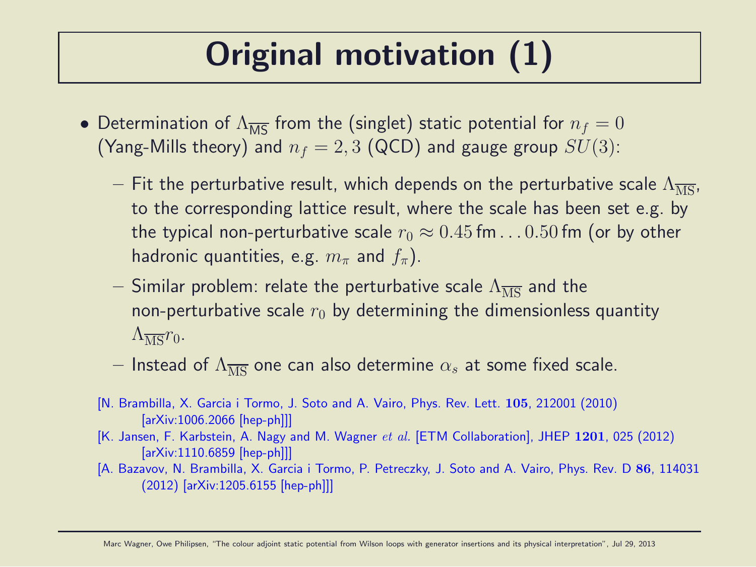# Original motivation (1)

- Determination of $\Lambda_{\overline{\mathrm{MS}}}$ from the (singlet) static potential for $n_f = 0$ (Yang-Mills theory) and $n_f = 2, 3$ (QCD) and gauge group $SU(3)$:
  - Fit the perturbative result, which depends on the perturbative scale $\Lambda_{\overline{\mathrm{MS}}}$, to the corresponding lattice result, where the scale has been set e.g. by the typical non-perturbative scale $r_0 \approx 0.45\,\mathrm{fm} \ldots 0.50\,\mathrm{fm}$ (or by other hadronic quantities, e.g. $m_\pi$ and $f_\pi$).
  - Similar problem: relate the perturbative scale $\Lambda_{\overline{\mathrm{MS}}}$ and the non-perturbative scale $r_0$ by determining the dimensionless quantity $\Lambda_{\overline{\mathrm{MS}}} r_0$.
  - Instead of $\Lambda_{\overline{\mathrm{MS}}}$ one can also determine $\alpha_s$ at some fixed scale.

[N. Brambilla, X. Garcia i Tormo, J. Soto and A. Vairo, Phys. Rev. Lett. **105**, 212001 (2010) [arXiv:1006.2066 [hep-ph]]]

[K. Jansen, F. Karbstein, A. Nagy and M. Wagner *et al.* [ETM Collaboration], JHEP **1201**, 025 (2012) [arXiv:1110.6859 [hep-ph]]]

[A. Bazavov, N. Brambilla, X. Garcia i Tormo, P. Petreczky, J. Soto and A. Vairo, Phys. Rev. D **86**, 114031 (2012) [arXiv:1205.6155 [hep-ph]]]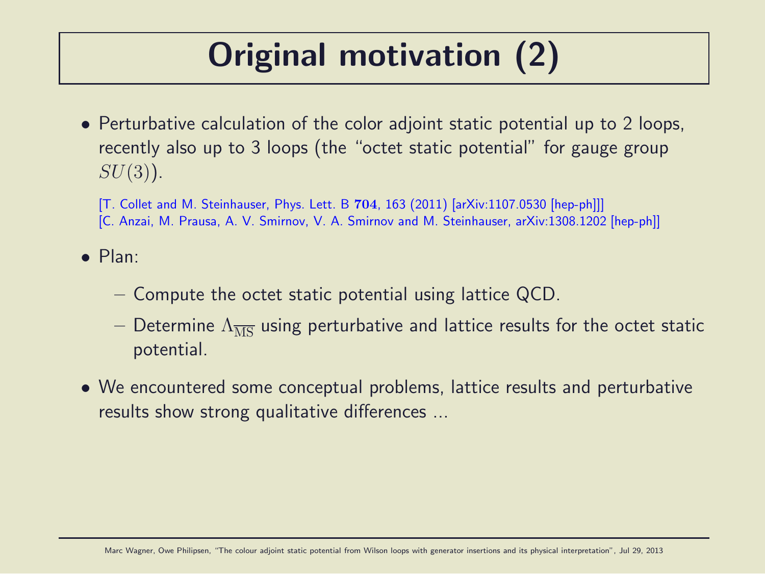# Original motivation (2)

- Perturbative calculation of the color adjoint static potential up to 2 loops, recently also up to 3 loops (the "octet static potential" for gauge group $SU(3)$).

  [T. Collet and M. Steinhauser, Phys. Lett. B **704**, 163 (2011) [arXiv:1107.0530 [hep-ph]]]
  [C. Anzai, M. Prausa, A. V. Smirnov, V. A. Smirnov and M. Steinhauser, arXiv:1308.1202 [hep-ph]]

- Plan:
  - Compute the octet static potential using lattice QCD.
  - Determine $\Lambda_{\overline{\mathrm{MS}}}$ using perturbative and lattice results for the octet static potential.

- We encountered some conceptual problems, lattice results and perturbative results show strong qualitative differences ...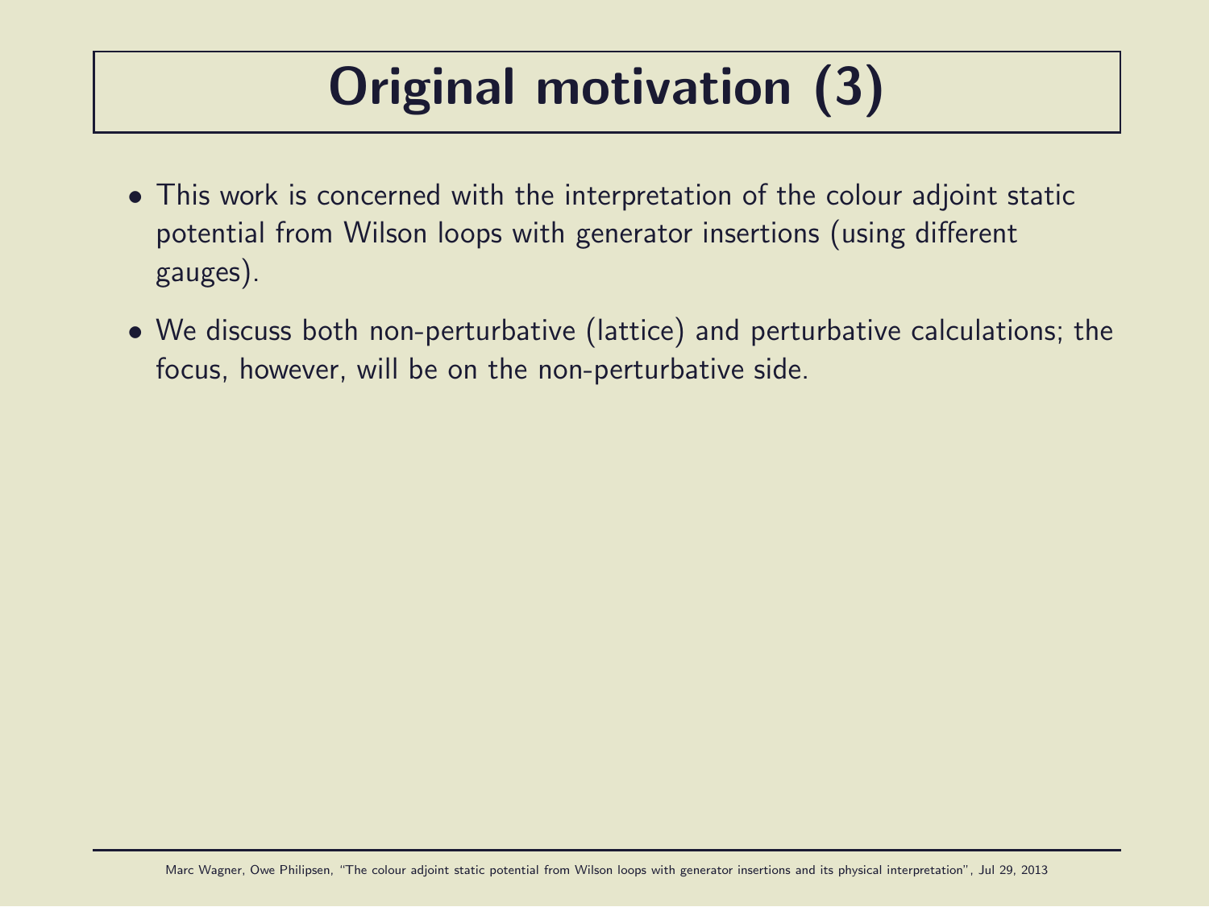# Original motivation (3)

- This work is concerned with the interpretation of the colour adjoint static potential from Wilson loops with generator insertions (using different gauges).

- We discuss both non-perturbative (lattice) and perturbative calculations; the focus, however, will be on the non-perturbative side.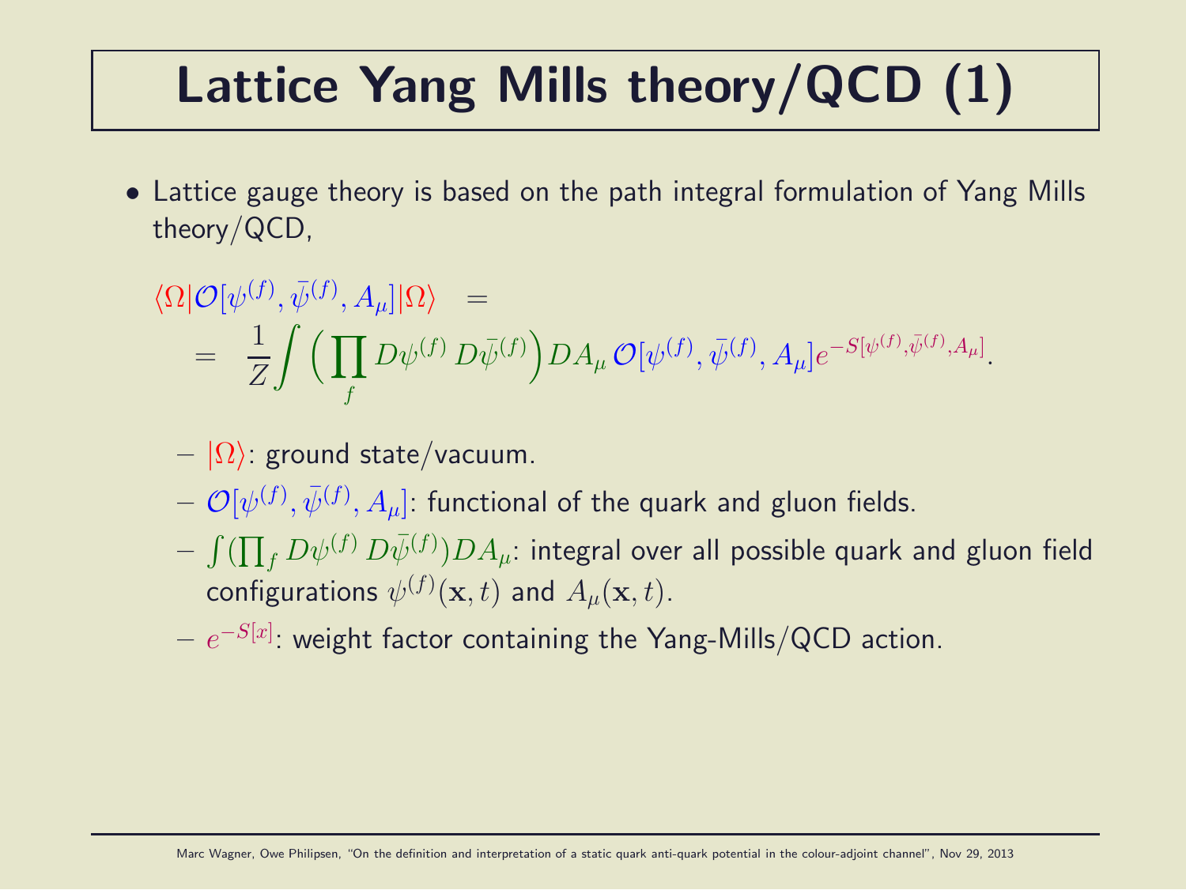# Lattice Yang Mills theory/QCD (1)

- Lattice gauge theory is based on the path integral formulation of Yang Mills theory/QCD,

$$
\begin{aligned}
\langle\Omega|\mathcal{O}[\psi^{(f)},\bar{\psi}^{(f)},A_\mu]|\Omega\rangle \quad &= \\
= \quad \frac{1}{Z}\int \Big(\prod_f D\psi^{(f)}\, D\bar{\psi}^{(f)}\Big) DA_\mu\, \mathcal{O}[\psi^{(f)},\bar{\psi}^{(f)},A_\mu] e^{-S[\psi^{(f)},\bar{\psi}^{(f)},A_\mu]}&.
\end{aligned}
$$

  - $|\Omega\rangle$: ground state/vacuum.
  - $\mathcal{O}[\psi^{(f)},\bar{\psi}^{(f)},A_\mu]$: functional of the quark and gluon fields.
  - $\int(\prod_f D\psi^{(f)}\, D\bar{\psi}^{(f)})DA_\mu$: integral over all possible quark and gluon field configurations $\psi^{(f)}(\mathbf{x},t)$ and $A_\mu(\mathbf{x},t)$.
  - $e^{-S[x]}$: weight factor containing the Yang-Mills/QCD action.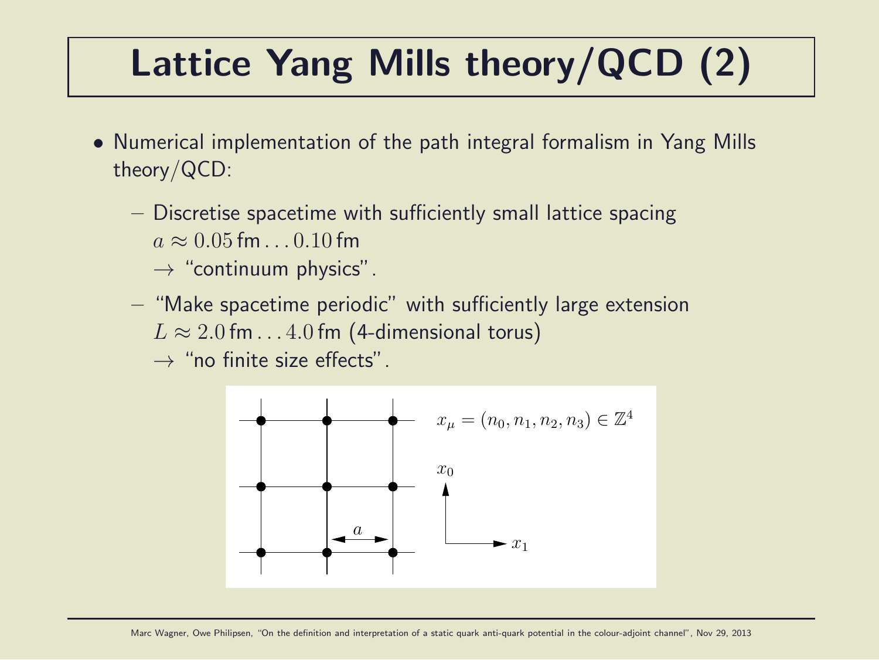# Lattice Yang Mills theory/QCD (2)

- Numerical implementation of the path integral formalism in Yang Mills theory/QCD:
  - Discretise spacetime with sufficiently small lattice spacing $a \approx 0.05\,\text{fm} \ldots 0.10\,\text{fm}$
    $\rightarrow$ "continuum physics".
  - "Make spacetime periodic" with sufficiently large extension $L \approx 2.0\,\text{fm} \ldots 4.0\,\text{fm}$ (4-dimensional torus)
    $\rightarrow$ "no finite size effects".

$x_\mu = (n_0, n_1, n_2, n_3) \in \mathbb{Z}^4$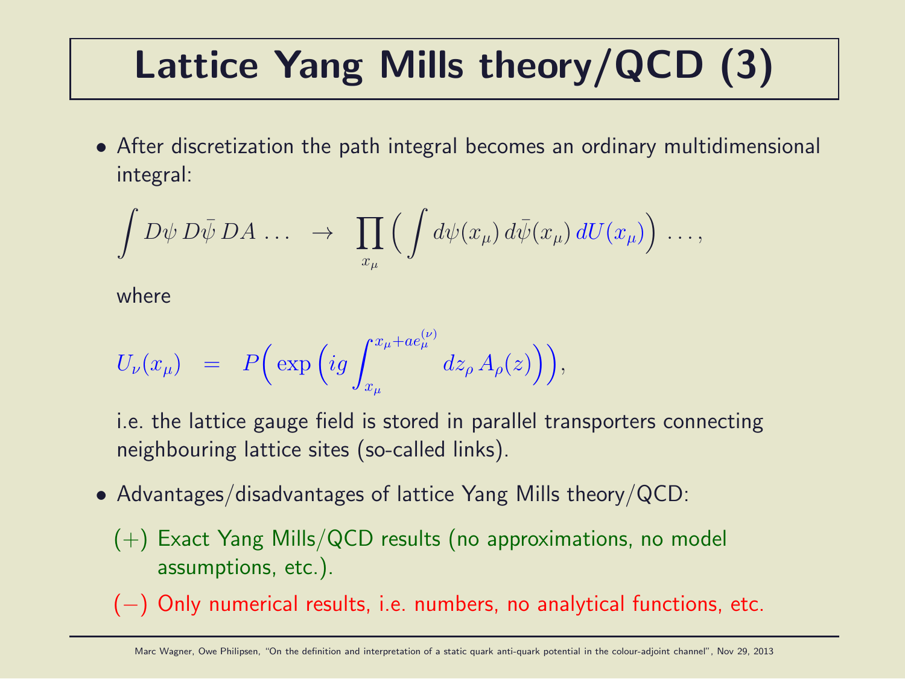# Lattice Yang Mills theory/QCD (3)

- After discretization the path integral becomes an ordinary multidimensional integral:

$$\int D\psi \, D\bar{\psi} \, DA \, \ldots \quad \rightarrow \quad \prod_{x_\mu} \Big( \int d\psi(x_\mu) \, d\bar{\psi}(x_\mu) \, dU(x_\mu) \Big) \, \ldots,$$

  where

$$U_\nu(x_\mu) \quad = \quad P\Big( \exp\Big( ig \int_{x_\mu}^{x_\mu + a e_\mu^{(\nu)}} dz_\rho \, A_\rho(z) \Big) \Big),$$

  i.e. the lattice gauge field is stored in parallel transporters connecting neighbouring lattice sites (so-called links).

- Advantages/disadvantages of lattice Yang Mills theory/QCD:
  - (+) Exact Yang Mills/QCD results (no approximations, no model assumptions, etc.).
  - (−) Only numerical results, i.e. numbers, no analytical functions, etc.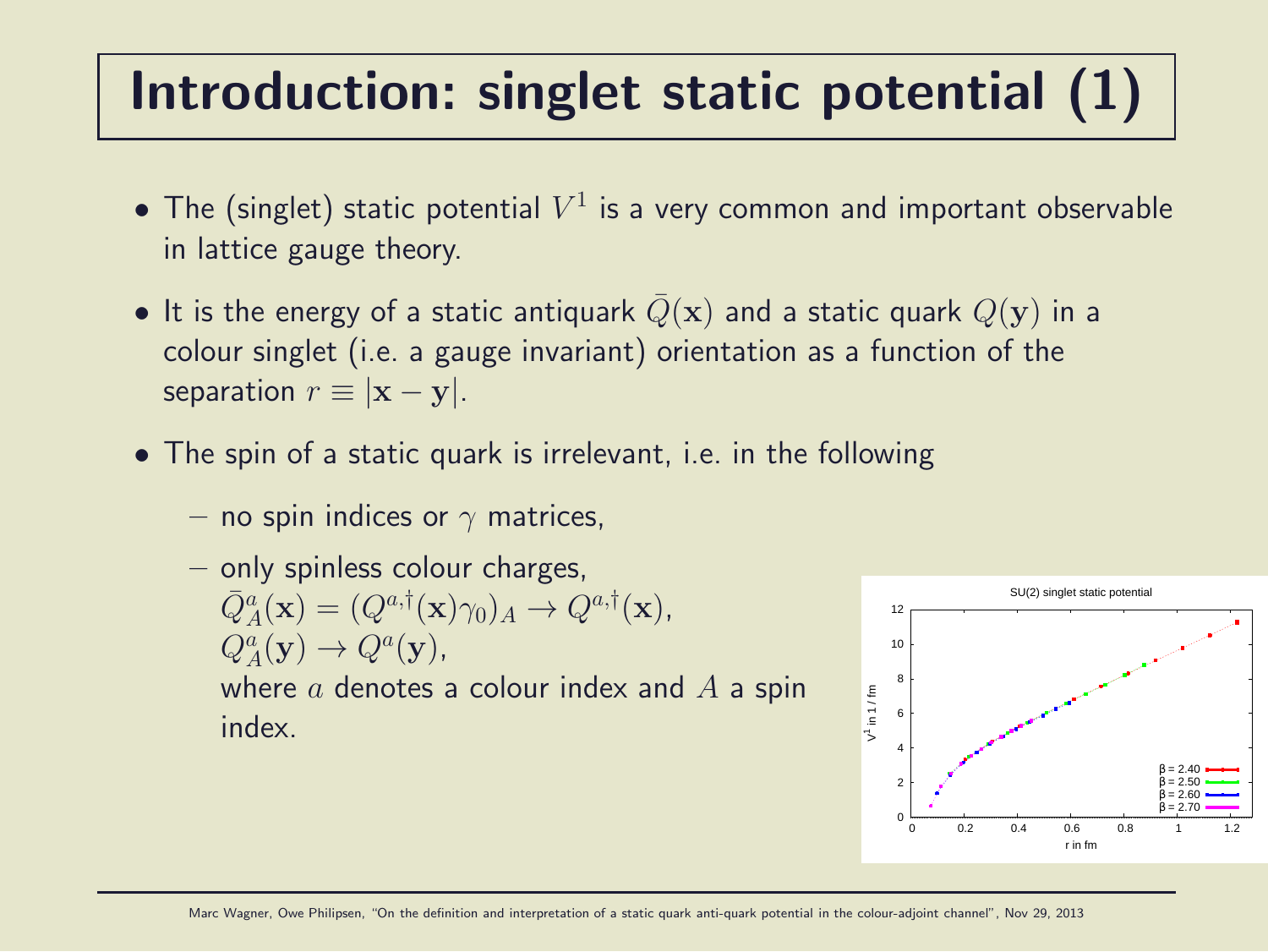# Introduction: singlet static potential (1)

- The (singlet) static potential $V^1$ is a very common and important observable in lattice gauge theory.
- It is the energy of a static antiquark $\bar{Q}(\mathbf{x})$ and a static quark $Q(\mathbf{y})$ in a colour singlet (i.e. a gauge invariant) orientation as a function of the separation $r \equiv |\mathbf{x} - \mathbf{y}|$.
- The spin of a static quark is irrelevant, i.e. in the following
  - no spin indices or $\gamma$ matrices,
  - only spinless colour charges,
    $\bar{Q}^a_A(\mathbf{x}) = (Q^{a,\dagger}(\mathbf{x})\gamma_0)_A \rightarrow Q^{a,\dagger}(\mathbf{x})$,
    $Q^a_A(\mathbf{y}) \rightarrow Q^a(\mathbf{y})$,
    where $a$ denotes a colour index and $A$ a spin index.

SU(2) singlet static potential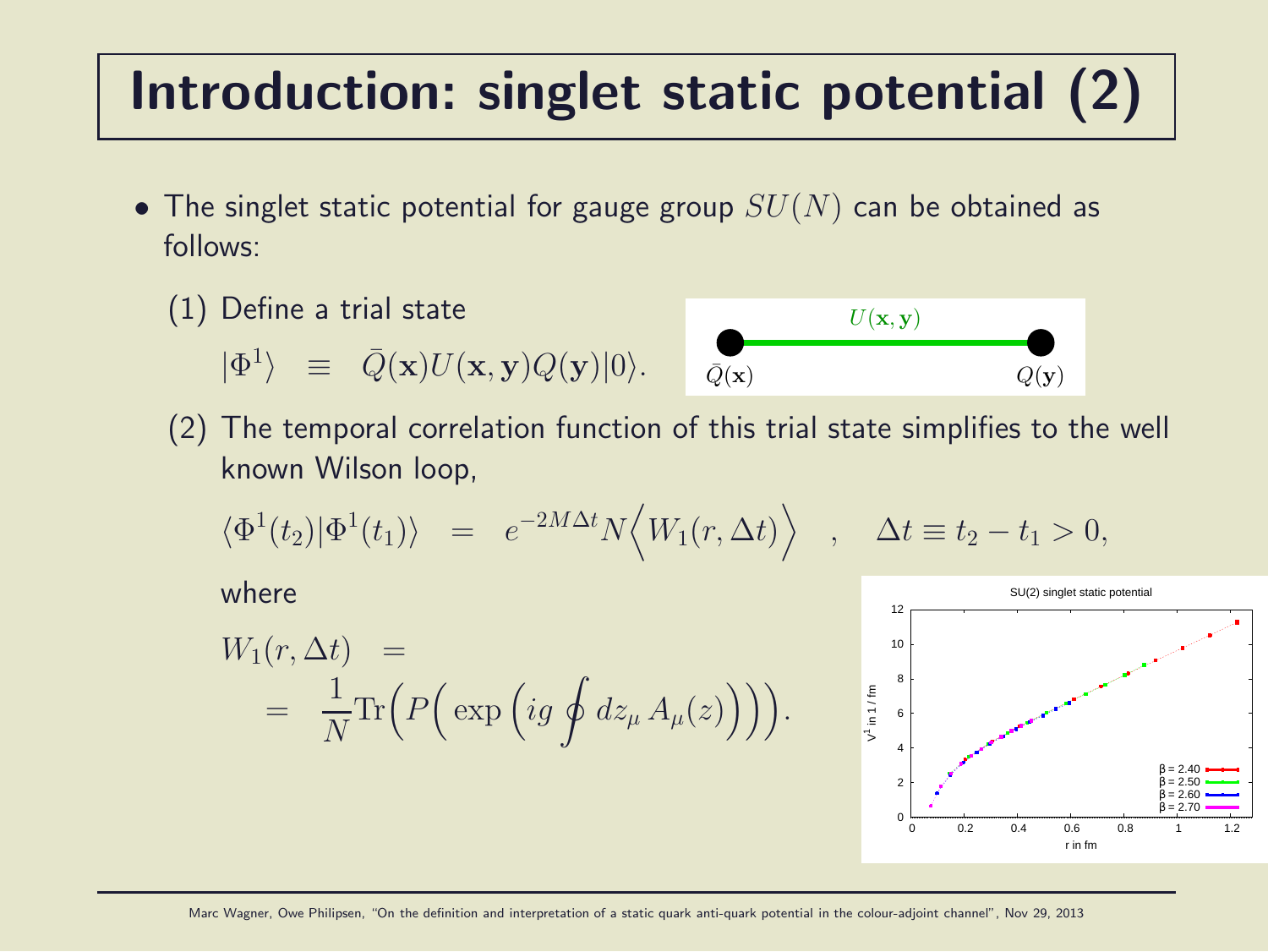# Introduction: singlet static potential (2)

- The singlet static potential for gauge group $SU(N)$ can be obtained as follows:

  (1) Define a trial state

  $$|\Phi^1\rangle \equiv \bar{Q}(\mathbf{x})U(\mathbf{x},\mathbf{y})Q(\mathbf{y})|0\rangle.$$

  (2) The temporal correlation function of this trial state simplifies to the well known Wilson loop,

  $$\langle\Phi^1(t_2)|\Phi^1(t_1)\rangle = e^{-2M\Delta t}N\Big\langle W_1(r,\Delta t)\Big\rangle \quad , \quad \Delta t \equiv t_2 - t_1 > 0,$$

  where

  $$W_1(r,\Delta t) = \frac{1}{N}\mathrm{Tr}\Big(P\Big(\exp\Big(ig\oint dz_\mu\, A_\mu(z)\Big)\Big)\Big).$$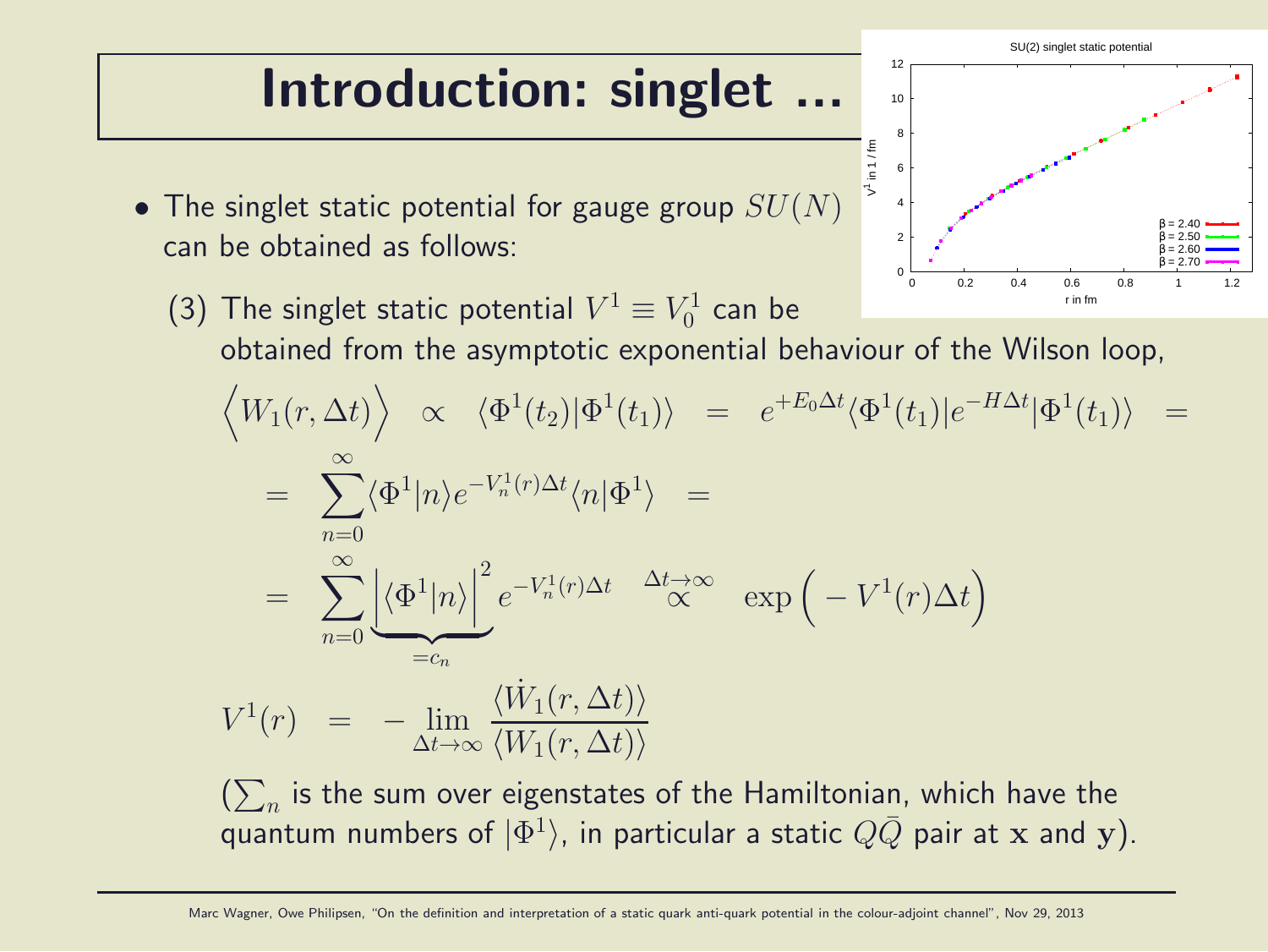# Introduction: singlet ...

- The singlet static potential for gauge group $SU(N)$ can be obtained as follows:

  (3) The singlet static potential $V^1 \equiv V^1_0$ can be obtained from the asymptotic exponential behaviour of the Wilson loop,

$$\Big\langle W_1(r,\Delta t)\Big\rangle \quad \propto \quad \langle \Phi^1(t_2)|\Phi^1(t_1)\rangle \quad = \quad e^{+E_0 \Delta t}\langle \Phi^1(t_1)|e^{-H\Delta t}|\Phi^1(t_1)\rangle \quad =$$

$$= \quad \sum_{n=0}^{\infty} \langle \Phi^1|n\rangle e^{-V^1_n(r)\Delta t}\langle n|\Phi^1\rangle \quad =$$

$$= \quad \sum_{n=0}^{\infty} \underbrace{\Big|\langle \Phi^1|n\rangle\Big|^2}_{=c_n} e^{-V^1_n(r)\Delta t} \quad \overset{\Delta t \rightarrow \infty}{\propto} \quad \exp\Big(-V^1(r)\Delta t\Big)$$

$$V^1(r) \quad = \quad -\lim_{\Delta t \rightarrow \infty} \frac{\langle \dot{W}_1(r,\Delta t)\rangle}{\langle W_1(r,\Delta t)\rangle}$$

($\sum_n$ is the sum over eigenstates of the Hamiltonian, which have the quantum numbers of $|\Phi^1\rangle$, in particular a static $Q\bar{Q}$ pair at $\mathbf{x}$ and $\mathbf{y}$).

SU(2) singlet static potential

Marc Wagner, Owe Philipsen, "On the definition and interpretation of a static quark anti-quark potential in the colour-adjoint channel", Nov 29, 2013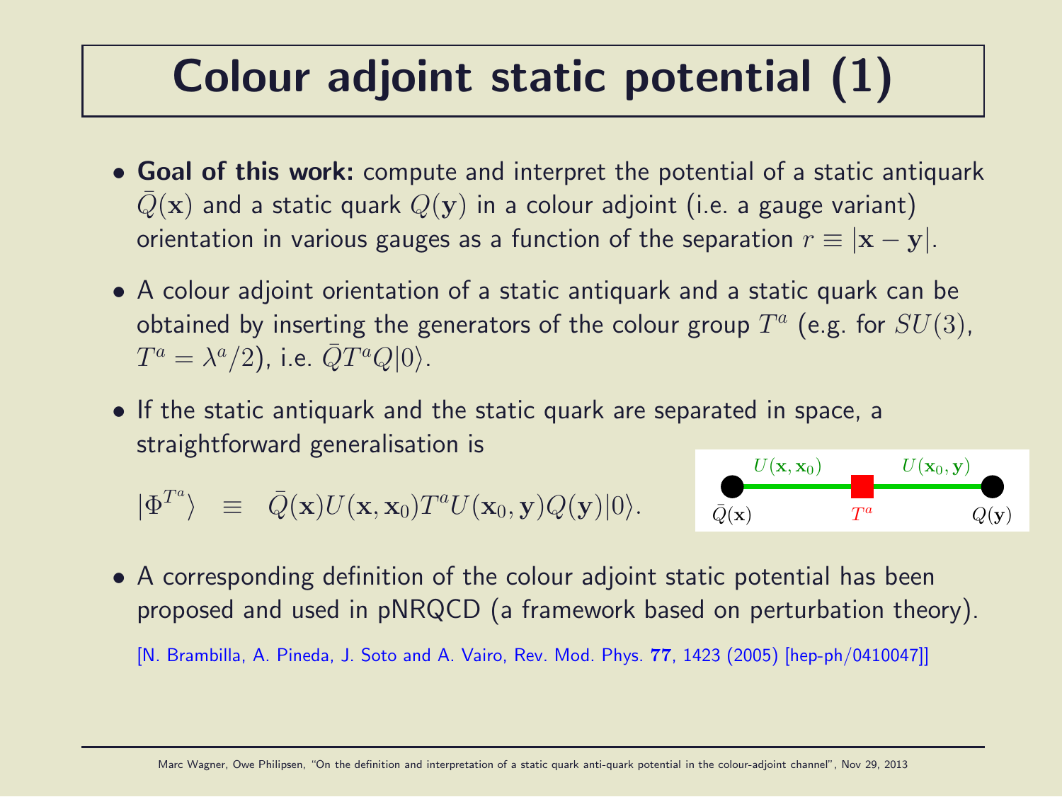# Colour adjoint static potential (1)

- **Goal of this work:** compute and interpret the potential of a static antiquark $\bar{Q}(\mathbf{x})$ and a static quark $Q(\mathbf{y})$ in a colour adjoint (i.e. a gauge variant) orientation in various gauges as a function of the separation $r \equiv |\mathbf{x} - \mathbf{y}|$.

- A colour adjoint orientation of a static antiquark and a static quark can be obtained by inserting the generators of the colour group $T^a$ (e.g. for $SU(3)$, $T^a = \lambda^a/2$), i.e. $\bar{Q}T^a Q|0\rangle$.

- If the static antiquark and the static quark are separated in space, a straightforward generalisation is

$$|\Phi^{T^a}\rangle \equiv \bar{Q}(\mathbf{x})U(\mathbf{x},\mathbf{x}_0)T^a U(\mathbf{x}_0,\mathbf{y})Q(\mathbf{y})|0\rangle.$$

$U(\mathbf{x},\mathbf{x}_0)$ $U(\mathbf{x}_0,\mathbf{y})$

$\bar{Q}(\mathbf{x})$ $T^a$ $Q(\mathbf{y})$

- A corresponding definition of the colour adjoint static potential has been proposed and used in pNRQCD (a framework based on perturbation theory).

[N. Brambilla, A. Pineda, J. Soto and A. Vairo, Rev. Mod. Phys. **77**, 1423 (2005) [hep-ph/0410047]]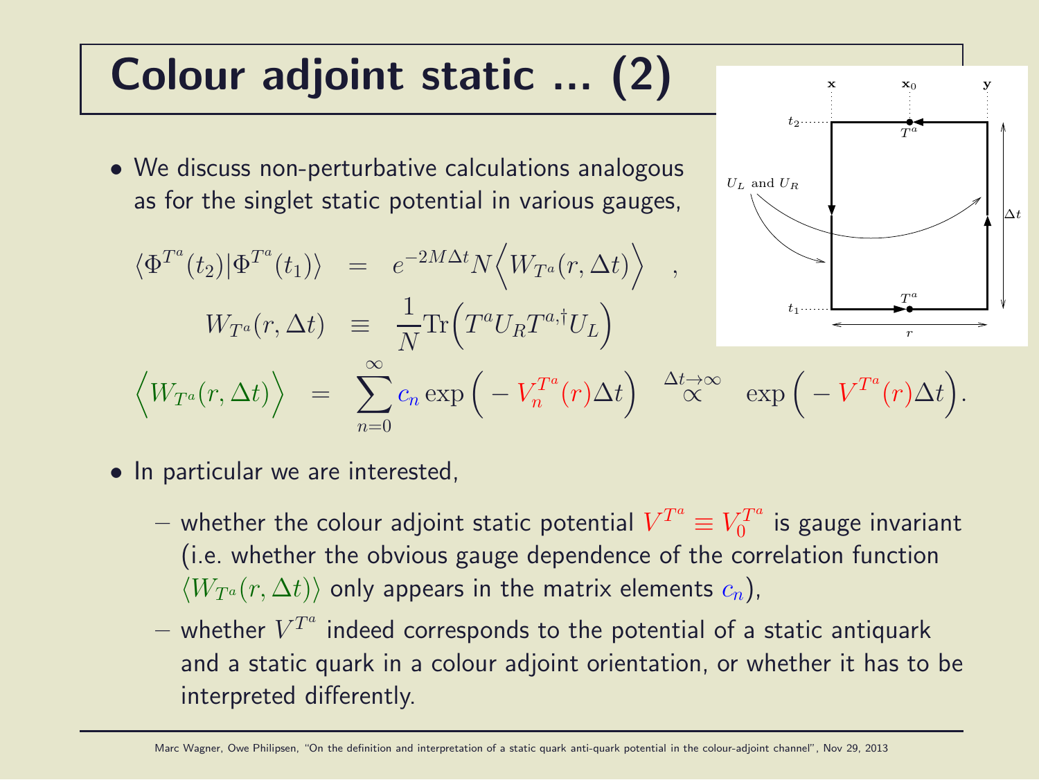# Colour adjoint static ... (2)

- We discuss non-perturbative calculations analogous as for the singlet static potential in various gauges,

$$
\begin{aligned}
\langle \Phi^{T^a}(t_2) | \Phi^{T^a}(t_1) \rangle &= e^{-2M\Delta t} N \Big\langle W_{T^a}(r, \Delta t) \Big\rangle \quad , \\
W_{T^a}(r, \Delta t) &\equiv \frac{1}{N} \mathrm{Tr}\Big( T^a U_R T^{a,\dagger} U_L \Big)
\end{aligned}
$$

$$
\Big\langle W_{T^a}(r, \Delta t) \Big\rangle = \sum_{n=0}^{\infty} c_n \exp\Big( - V_n^{T^a}(r) \Delta t \Big) \overset{\Delta t \rightarrow \infty}{\propto} \exp\Big( - V^{T^a}(r) \Delta t \Big).
$$

- In particular we are interested,
  - whether the colour adjoint static potential $V^{T^a} \equiv V_0^{T^a}$ is gauge invariant (i.e. whether the obvious gauge dependence of the correlation function $\langle W_{T^a}(r, \Delta t) \rangle$ only appears in the matrix elements $c_n$),
  - whether $V^{T^a}$ indeed corresponds to the potential of a static antiquark and a static quark in a colour adjoint orientation, or whether it has to be interpreted differently.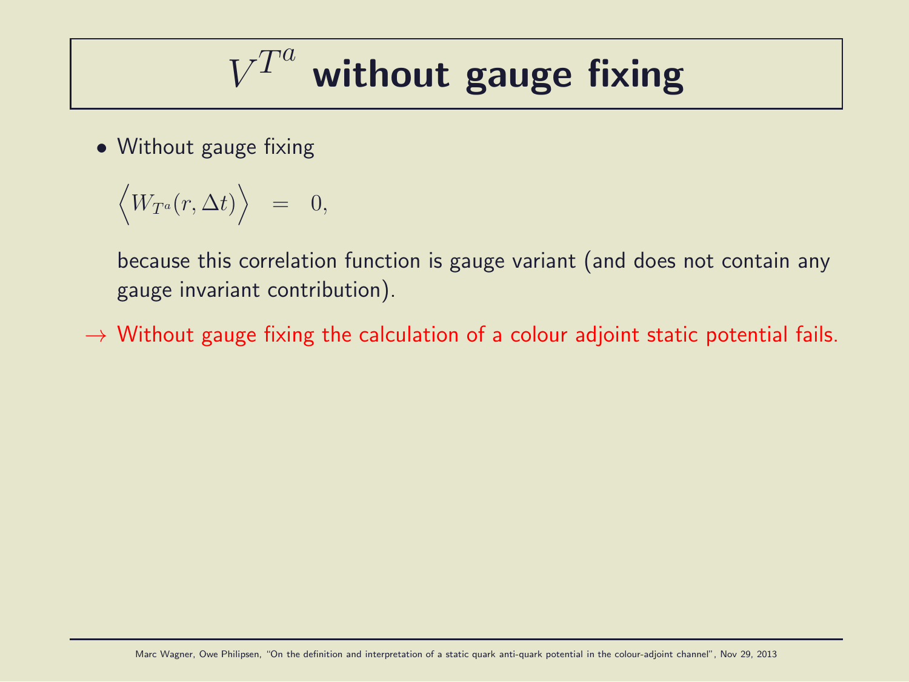# $V^{T^a}$ without gauge fixing

- Without gauge fixing

  $$\Big\langle W_{T^a}(r, \Delta t) \Big\rangle = 0,$$

  because this correlation function is gauge variant (and does not contain any gauge invariant contribution).

$\rightarrow$ Without gauge fixing the calculation of a colour adjoint static potential fails.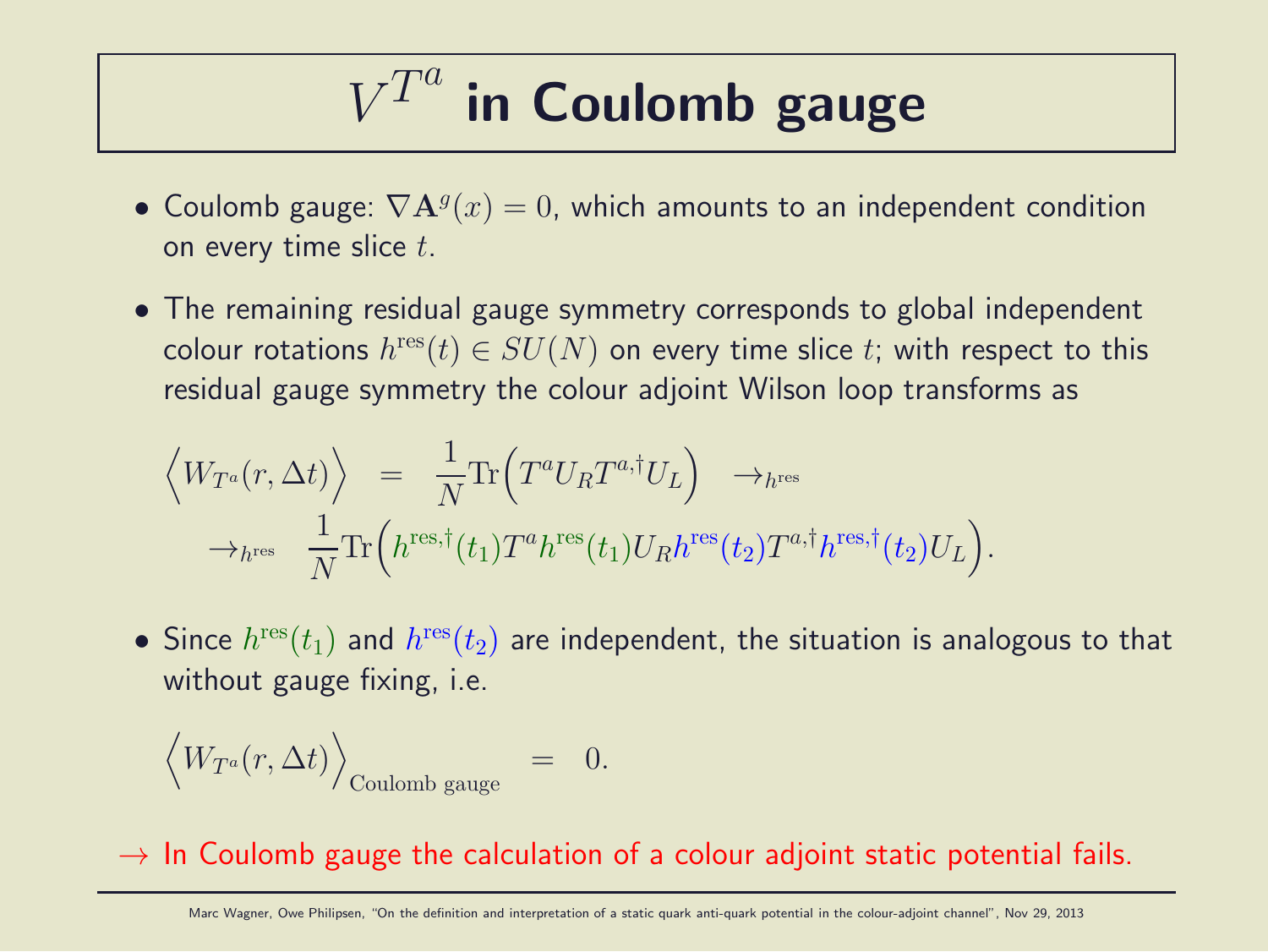# $V^{T^a}$ in Coulomb gauge

- Coulomb gauge: $\nabla \mathbf{A}^g(x) = 0$, which amounts to an independent condition on every time slice $t$.
- The remaining residual gauge symmetry corresponds to global independent colour rotations $h^{\text{res}}(t) \in SU(N)$ on every time slice $t$; with respect to this residual gauge symmetry the colour adjoint Wilson loop transforms as

$$
\begin{aligned}
\Big\langle W_{T^a}(r, \Delta t) \Big\rangle \quad &= \quad \frac{1}{N} \text{Tr}\Big(T^a U_R T^{a,\dagger} U_L\Big) \quad \rightarrow_{h^{\text{res}}} \\
\rightarrow_{h^{\text{res}}} \quad & \frac{1}{N} \text{Tr}\Big(h^{\text{res},\dagger}(t_1) T^a h^{\text{res}}(t_1) U_R h^{\text{res}}(t_2) T^{a,\dagger} h^{\text{res},\dagger}(t_2) U_L\Big).
\end{aligned}
$$

- Since $h^{\text{res}}(t_1)$ and $h^{\text{res}}(t_2)$ are independent, the situation is analogous to that without gauge fixing, i.e.

$$
\Big\langle W_{T^a}(r, \Delta t) \Big\rangle_{\text{Coulomb gauge}} \quad = \quad 0.
$$

$\rightarrow$ In Coulomb gauge the calculation of a colour adjoint static potential fails.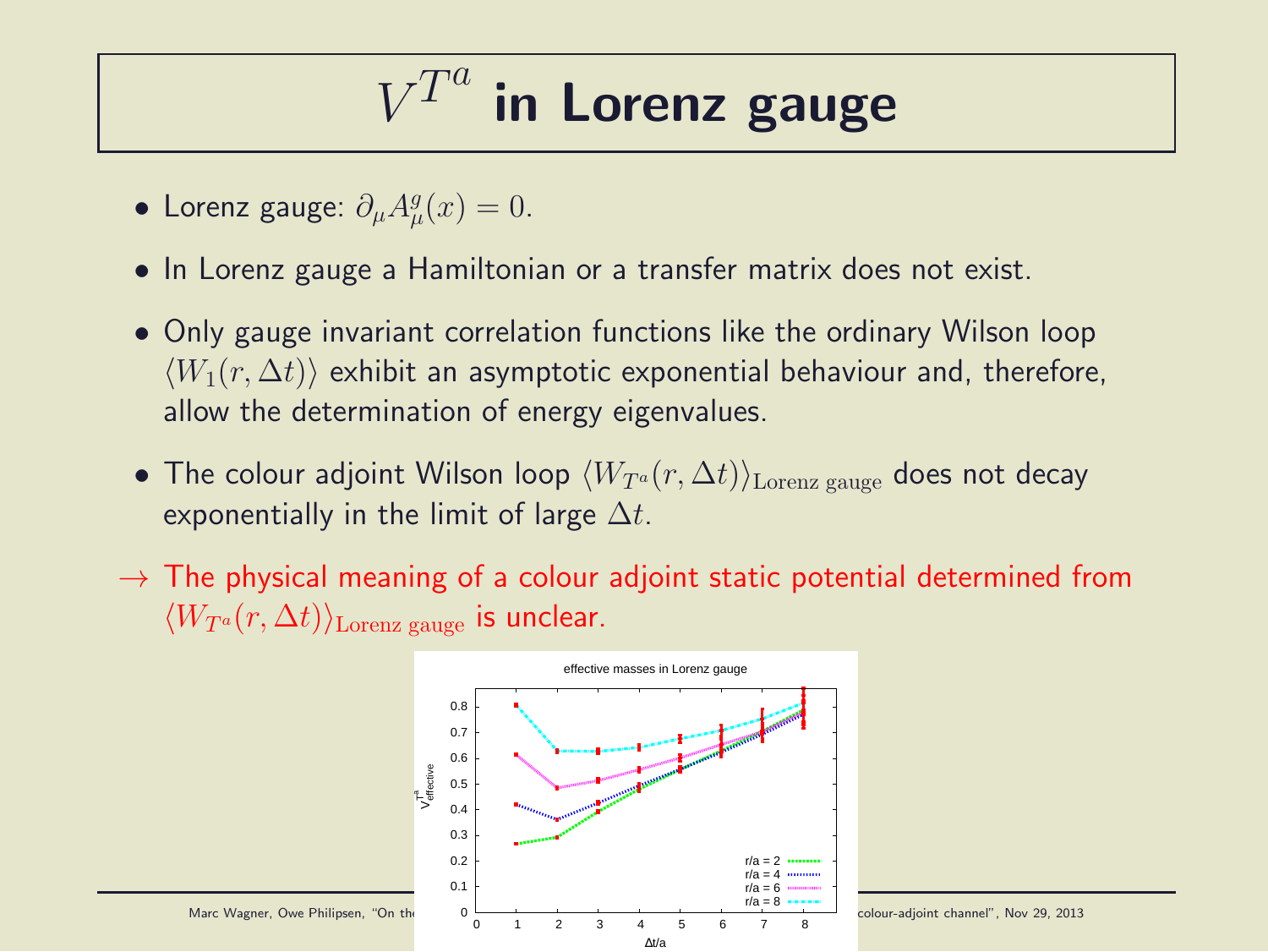# $V^{T^a}$ in Lorenz gauge

- Lorenz gauge: $\partial_\mu A_\mu^g(x) = 0$.
- In Lorenz gauge a Hamiltonian or a transfer matrix does not exist.
- Only gauge invariant correlation functions like the ordinary Wilson loop $\langle W_1(r, \Delta t)\rangle$ exhibit an asymptotic exponential behaviour and, therefore, allow the determination of energy eigenvalues.
- The colour adjoint Wilson loop $\langle W_{T^a}(r, \Delta t)\rangle_{\text{Lorenz gauge}}$ does not decay exponentially in the limit of large $\Delta t$.

$\rightarrow$ The physical meaning of a colour adjoint static potential determined from $\langle W_{T^a}(r, \Delta t)\rangle_{\text{Lorenz gauge}}$ is unclear.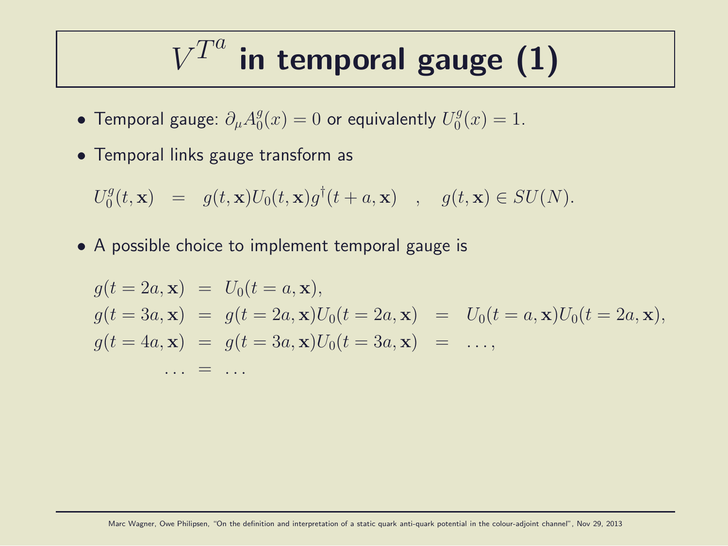# $V^{T^a}$ in temporal gauge (1)

- Temporal gauge: $\partial_\mu A_0^g(x) = 0$ or equivalently $U_0^g(x) = 1$.
- Temporal links gauge transform as

$$U_0^g(t, \mathbf{x}) \quad = \quad g(t, \mathbf{x}) U_0(t, \mathbf{x}) g^\dagger(t + a, \mathbf{x}) \quad , \quad g(t, \mathbf{x}) \in SU(N).$$

- A possible choice to implement temporal gauge is

$$\begin{aligned}
g(t = 2a, \mathbf{x}) &= U_0(t = a, \mathbf{x}), \\
g(t = 3a, \mathbf{x}) &= g(t = 2a, \mathbf{x}) U_0(t = 2a, \mathbf{x}) \quad = \quad U_0(t = a, \mathbf{x}) U_0(t = 2a, \mathbf{x}), \\
g(t = 4a, \mathbf{x}) &= g(t = 3a, \mathbf{x}) U_0(t = 3a, \mathbf{x}) \quad = \quad \ldots, \\
\ldots &= \ldots
\end{aligned}$$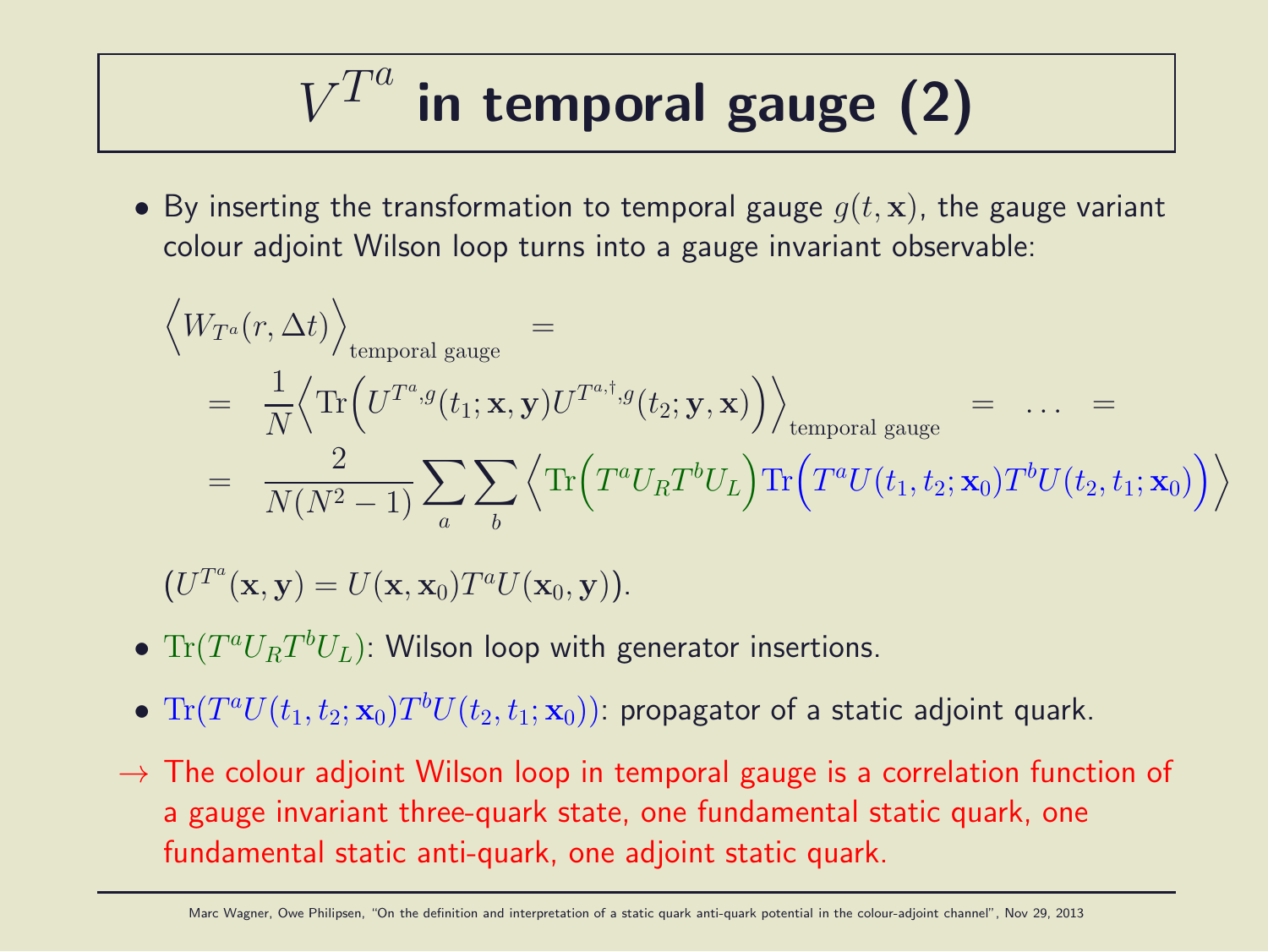# $V^{T^a}$ in temporal gauge (2)

- By inserting the transformation to temporal gauge $g(t, \mathbf{x})$, the gauge variant colour adjoint Wilson loop turns into a gauge invariant observable:

$$
\begin{aligned}
&\Big\langle W_{T^a}(r, \Delta t) \Big\rangle_{\text{temporal gauge}} \quad = \\
&= \quad \frac{1}{N} \Big\langle \text{Tr}\Big( U^{T^a, g}(t_1; \mathbf{x}, \mathbf{y}) U^{T^{a,\dagger}, g}(t_2; \mathbf{y}, \mathbf{x}) \Big) \Big\rangle_{\text{temporal gauge}} \quad = \quad \ldots \quad = \\
&= \quad \frac{2}{N(N^2 - 1)} \sum_a \sum_b \Big\langle \text{Tr}\Big( T^a U_R T^b U_L \Big) \text{Tr}\Big( T^a U(t_1, t_2; \mathbf{x}_0) T^b U(t_2, t_1; \mathbf{x}_0) \Big) \Big\rangle
\end{aligned}
$$

$(U^{T^a}(\mathbf{x}, \mathbf{y}) = U(\mathbf{x}, \mathbf{x}_0) T^a U(\mathbf{x}_0, \mathbf{y}))$.

- $\text{Tr}(T^a U_R T^b U_L)$: Wilson loop with generator insertions.
- $\text{Tr}(T^a U(t_1, t_2; \mathbf{x}_0) T^b U(t_2, t_1; \mathbf{x}_0))$: propagator of a static adjoint quark.

$\rightarrow$ The colour adjoint Wilson loop in temporal gauge is a correlation function of a gauge invariant three-quark state, one fundamental static quark, one fundamental static anti-quark, one adjoint static quark.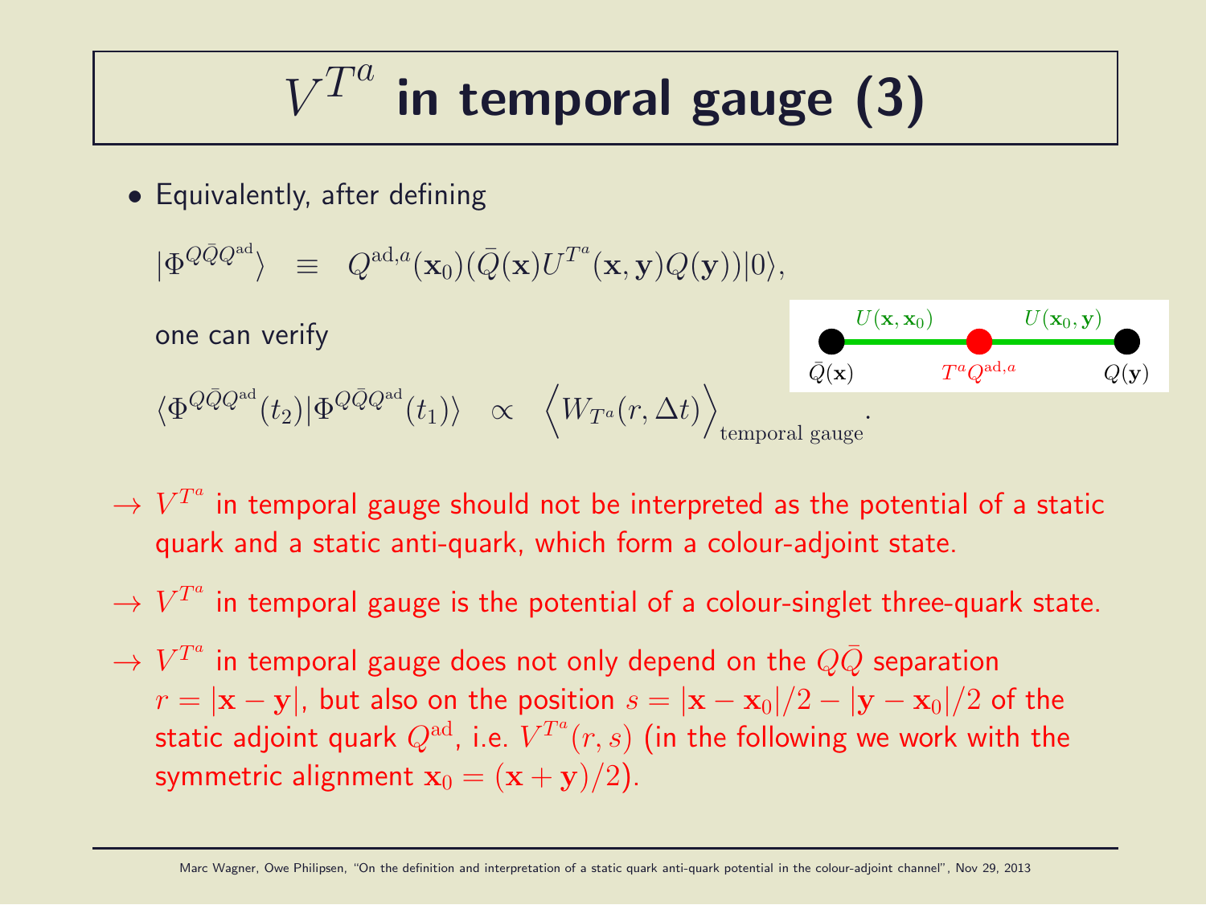# $V^{T^a}$ in temporal gauge (3)

- Equivalently, after defining

$$|\Phi^{Q\bar{Q}Q^{\mathrm{ad}}}\rangle \equiv Q^{\mathrm{ad},a}(\mathbf{x}_0)(\bar{Q}(\mathbf{x})U^{T^a}(\mathbf{x},\mathbf{y})Q(\mathbf{y}))|0\rangle,$$

one can verify

$U(\mathbf{x},\mathbf{x}_0)$ $U(\mathbf{x}_0,\mathbf{y})$

$\bar{Q}(\mathbf{x})$ $T^a Q^{\mathrm{ad},a}$ $Q(\mathbf{y})$

$$\langle\Phi^{Q\bar{Q}Q^{\mathrm{ad}}}(t_2)|\Phi^{Q\bar{Q}Q^{\mathrm{ad}}}(t_1)\rangle \propto \Big\langle W_{T^a}(r,\Delta t)\Big\rangle_{\text{temporal gauge}}.$$

$\rightarrow$ $V^{T^a}$ in temporal gauge should not be interpreted as the potential of a static quark and a static anti-quark, which form a colour-adjoint state.

$\rightarrow$ $V^{T^a}$ in temporal gauge is the potential of a colour-singlet three-quark state.

$\rightarrow$ $V^{T^a}$ in temporal gauge does not only depend on the $Q\bar{Q}$ separation $r = |\mathbf{x} - \mathbf{y}|$, but also on the position $s = |\mathbf{x} - \mathbf{x}_0|/2 - |\mathbf{y} - \mathbf{x}_0|/2$ of the static adjoint quark $Q^{\mathrm{ad}}$, i.e. $V^{T^a}(r,s)$ (in the following we work with the symmetric alignment $\mathbf{x}_0 = (\mathbf{x} + \mathbf{y})/2$).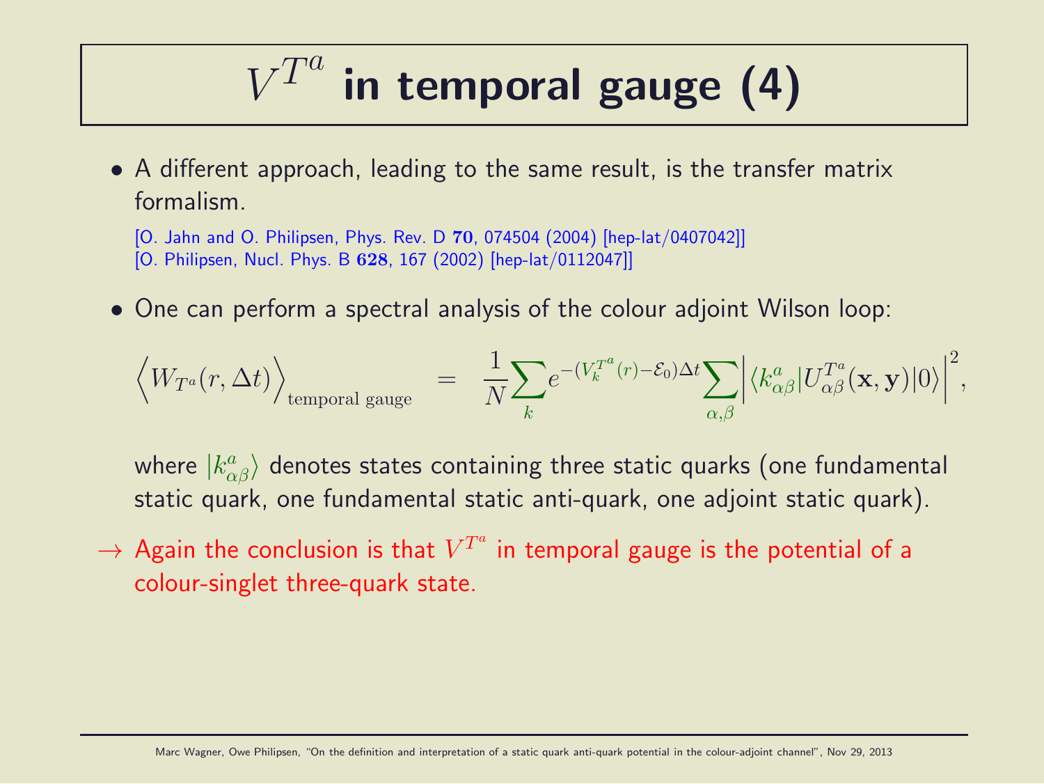# $V^{T^a}$ in temporal gauge (4)

- A different approach, leading to the same result, is the transfer matrix formalism.

  [O. Jahn and O. Philipsen, Phys. Rev. D **70**, 074504 (2004) [hep-lat/0407042]]
  [O. Philipsen, Nucl. Phys. B **628**, 167 (2002) [hep-lat/0112047]]

- One can perform a spectral analysis of the colour adjoint Wilson loop:

$$\Big\langle W_{T^a}(r, \Delta t)\Big\rangle_{\text{temporal gauge}} = \frac{1}{N}\sum_k e^{-(V_k^{T^a}(r)-\mathcal{E}_0)\Delta t}\sum_{\alpha,\beta}\Big|\langle k^a_{\alpha\beta}|U^{T^a}_{\alpha\beta}(\mathbf{x},\mathbf{y})|0\rangle\Big|^2,$$

  where $|k^a_{\alpha\beta}\rangle$ denotes states containing three static quarks (one fundamental static quark, one fundamental static anti-quark, one adjoint static quark).

$\rightarrow$ Again the conclusion is that $V^{T^a}$ in temporal gauge is the potential of a colour-singlet three-quark state.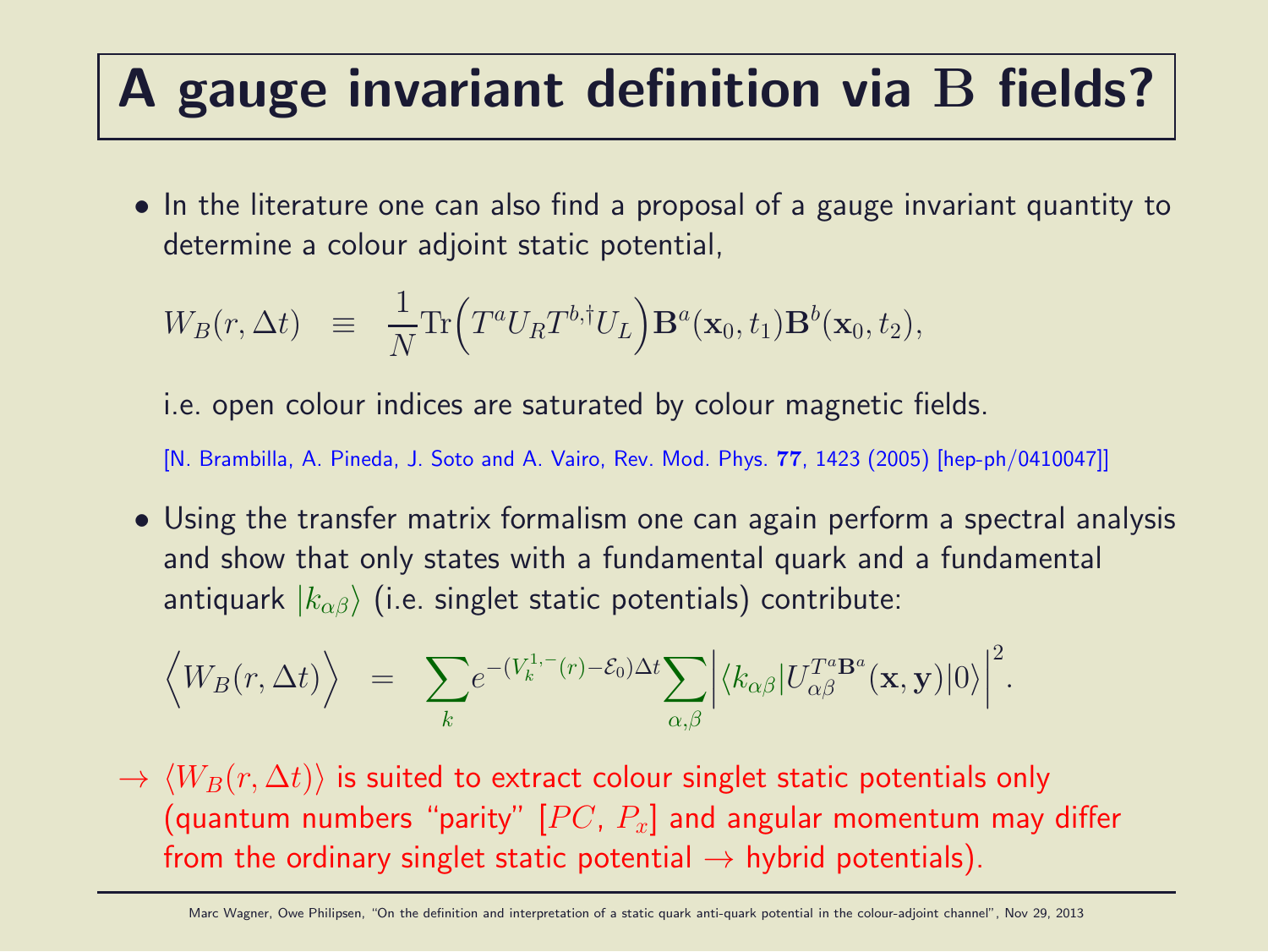# A gauge invariant definition via $\mathbf{B}$ fields?

- In the literature one can also find a proposal of a gauge invariant quantity to determine a colour adjoint static potential,

$$W_B(r, \Delta t) \quad \equiv \quad \frac{1}{N}\mathrm{Tr}\Big(T^a U_R T^{b,\dagger} U_L\Big)\mathbf{B}^a(\mathbf{x}_0, t_1)\mathbf{B}^b(\mathbf{x}_0, t_2),$$

  i.e. open colour indices are saturated by colour magnetic fields.

  [N. Brambilla, A. Pineda, J. Soto and A. Vairo, Rev. Mod. Phys. **77**, 1423 (2005) [hep-ph/0410047]]

- Using the transfer matrix formalism one can again perform a spectral analysis and show that only states with a fundamental quark and a fundamental antiquark $|k_{\alpha\beta}\rangle$ (i.e. singlet static potentials) contribute:

$$\Big\langle W_B(r, \Delta t)\Big\rangle \quad = \quad \sum_k e^{-(V_k^{1,-}(r)-\mathcal{E}_0)\Delta t}\sum_{\alpha,\beta}\Big|\langle k_{\alpha\beta}|U_{\alpha\beta}^{T^a\mathbf{B}^a}(\mathbf{x},\mathbf{y})|0\rangle\Big|^2.$$

$\rightarrow$ $\langle W_B(r, \Delta t)\rangle$ is suited to extract colour singlet static potentials only (quantum numbers "parity" [$PC$, $P_x$] and angular momentum may differ from the ordinary singlet static potential $\rightarrow$ hybrid potentials).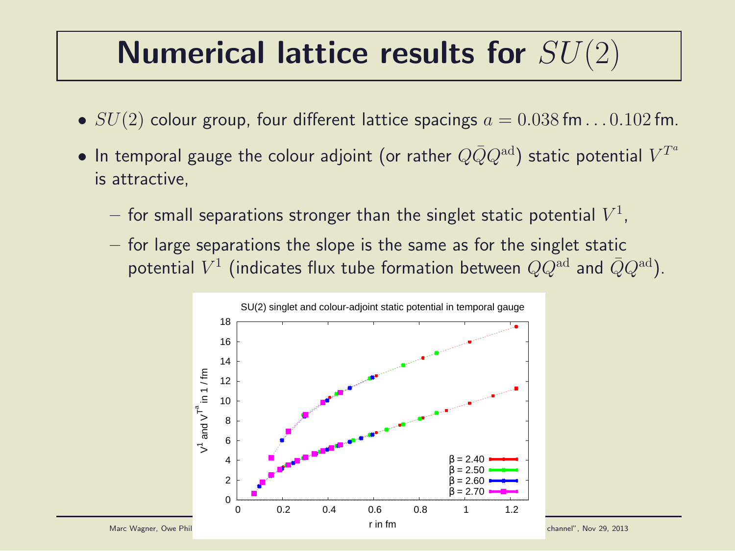# Numerical lattice results for $SU(2)$

- $SU(2)$ colour group, four different lattice spacings $a = 0.038\,\text{fm} \ldots 0.102\,\text{fm}$.
- In temporal gauge the colour adjoint (or rather $Q\bar{Q}Q^{\text{ad}}$) static potential $V^{T^a}$ is attractive,
  - for small separations stronger than the singlet static potential $V^1$,
  - for large separations the slope is the same as for the singlet static potential $V^1$ (indicates flux tube formation between $QQ^{\text{ad}}$ and $\bar{Q}Q^{\text{ad}}$).

SU(2) singlet and colour-adjoint static potential in temporal gauge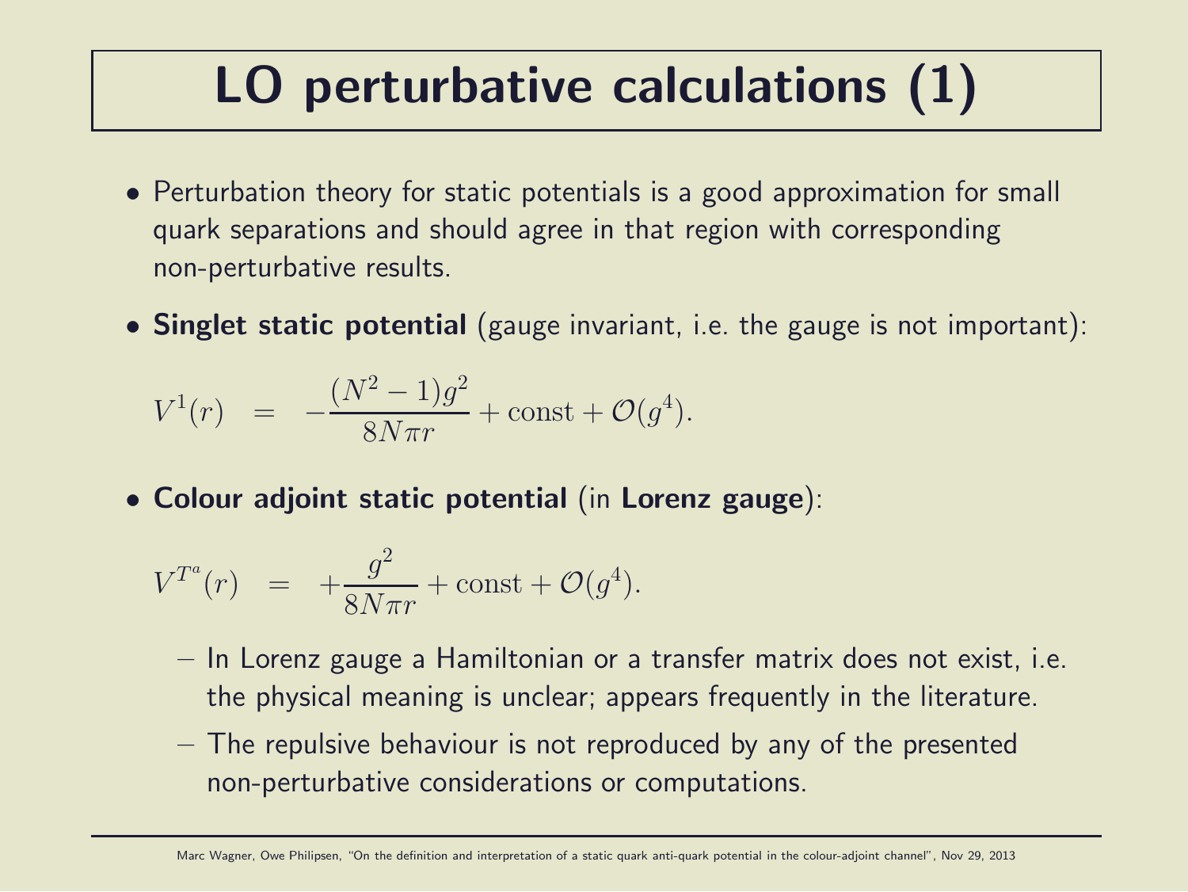# LO perturbative calculations (1)

- Perturbation theory for static potentials is a good approximation for small quark separations and should agree in that region with corresponding non-perturbative results.
- **Singlet static potential** (gauge invariant, i.e. the gauge is not important):

$$V^1(r) \;\; = \;\; -\frac{(N^2-1)g^2}{8N\pi r} + \text{const} + \mathcal{O}(g^4).$$

- **Colour adjoint static potential** (in **Lorenz gauge**):

$$V^{T^a}(r) \;\; = \;\; +\frac{g^2}{8N\pi r} + \text{const} + \mathcal{O}(g^4).$$

  - In Lorenz gauge a Hamiltonian or a transfer matrix does not exist, i.e. the physical meaning is unclear; appears frequently in the literature.
  - The repulsive behaviour is not reproduced by any of the presented non-perturbative considerations or computations.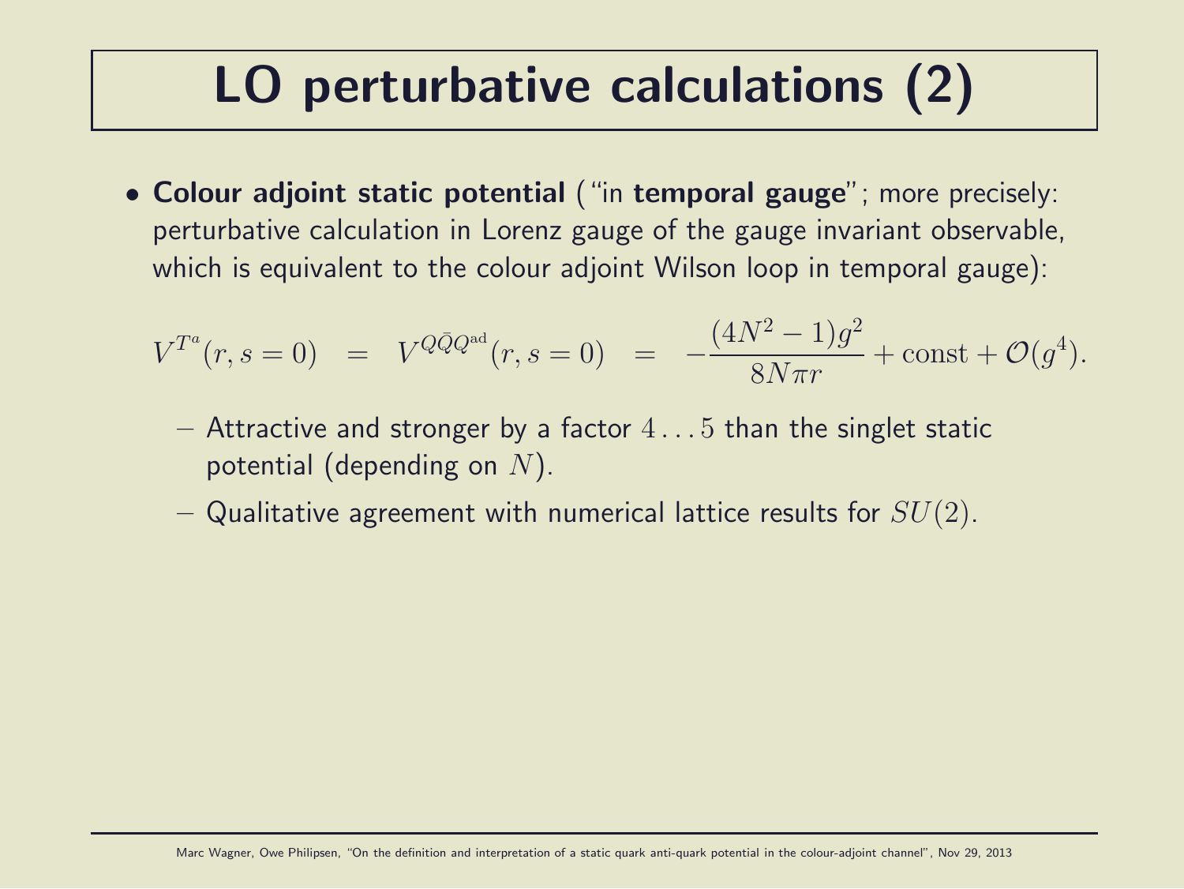# LO perturbative calculations (2)

- **Colour adjoint static potential** ("in **temporal gauge**"; more precisely: perturbative calculation in Lorenz gauge of the gauge invariant observable, which is equivalent to the colour adjoint Wilson loop in temporal gauge):

$$V^{T^a}(r, s=0) \quad = \quad V^{Q\bar{Q}Q^{\mathrm{ad}}}(r, s=0) \quad = \quad -\frac{(4N^2-1)g^2}{8N\pi r} + \mathrm{const} + \mathcal{O}(g^4).$$

  - Attractive and stronger by a factor $4 \ldots 5$ than the singlet static potential (depending on $N$).
  - Qualitative agreement with numerical lattice results for $SU(2)$.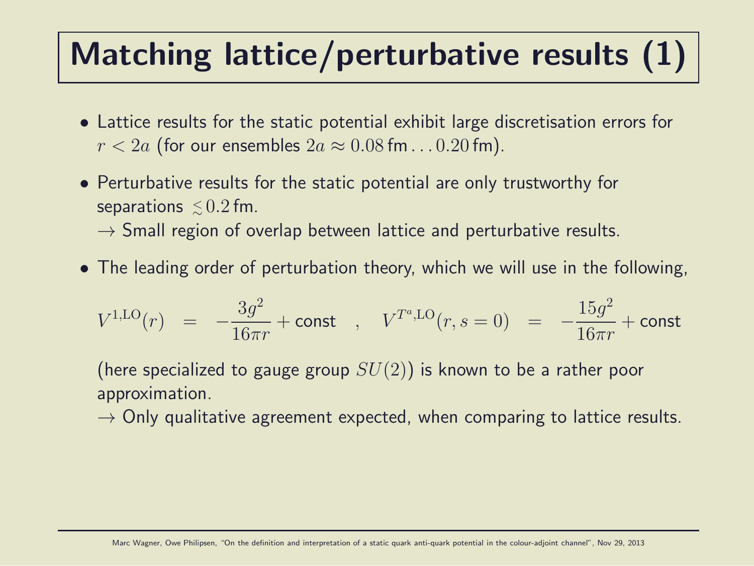# Matching lattice/perturbative results (1)

- Lattice results for the static potential exhibit large discretisation errors for $r < 2a$ (for our ensembles $2a \approx 0.08\,\text{fm} \ldots 0.20\,\text{fm}$).
- Perturbative results for the static potential are only trustworthy for separations $\lesssim 0.2\,\text{fm}$.
  $\rightarrow$ Small region of overlap between lattice and perturbative results.
- The leading order of perturbation theory, which we will use in the following,

$$V^{1,\text{LO}}(r) \;\; = \;\; -\frac{3g^2}{16\pi r} + \text{const} \quad , \quad V^{T^a,\text{LO}}(r, s = 0) \;\; = \;\; -\frac{15g^2}{16\pi r} + \text{const}$$

  (here specialized to gauge group $SU(2)$) is known to be a rather poor approximation.
  $\rightarrow$ Only qualitative agreement expected, when comparing to lattice results.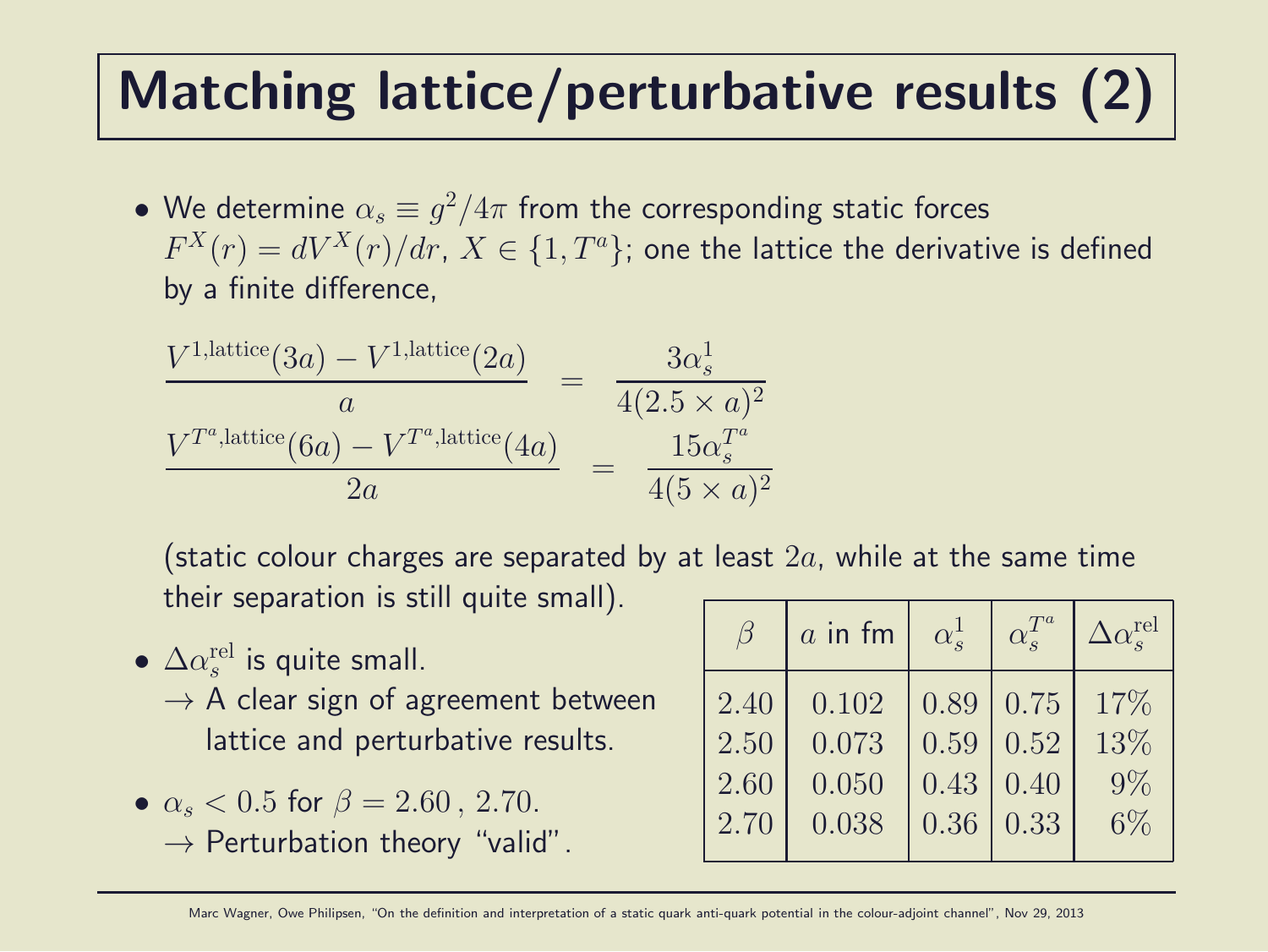# Matching lattice/perturbative results (2)

- We determine $\alpha_s \equiv g^2/4\pi$ from the corresponding static forces $F^X(r) = dV^X(r)/dr$, $X \in \{1, T^a\}$; one the lattice the derivative is defined by a finite difference,

$$
\frac{V^{1,\text{lattice}}(3a) - V^{1,\text{lattice}}(2a)}{a} = \frac{3\alpha_s^1}{4(2.5 \times a)^2}
$$

$$
\frac{V^{T^a,\text{lattice}}(6a) - V^{T^a,\text{lattice}}(4a)}{2a} = \frac{15\alpha_s^{T^a}}{4(5 \times a)^2}
$$

(static colour charges are separated by at least $2a$, while at the same time their separation is still quite small).

- $\Delta\alpha_s^{\text{rel}}$ is quite small.
  → A clear sign of agreement between lattice and perturbative results.

- $\alpha_s < 0.5$ for $\beta = 2.60\,,\, 2.70$.
  → Perturbation theory "valid".

| $\beta$ | $a$ in fm | $\alpha_s^1$ | $\alpha_s^{T^a}$ | $\Delta\alpha_s^{\text{rel}}$ |
|---|---|---|---|---|
| 2.40 | 0.102 | 0.89 | 0.75 | 17% |
| 2.50 | 0.073 | 0.59 | 0.52 | 13% |
| 2.60 | 0.050 | 0.43 | 0.40 | 9% |
| 2.70 | 0.038 | 0.36 | 0.33 | 6% |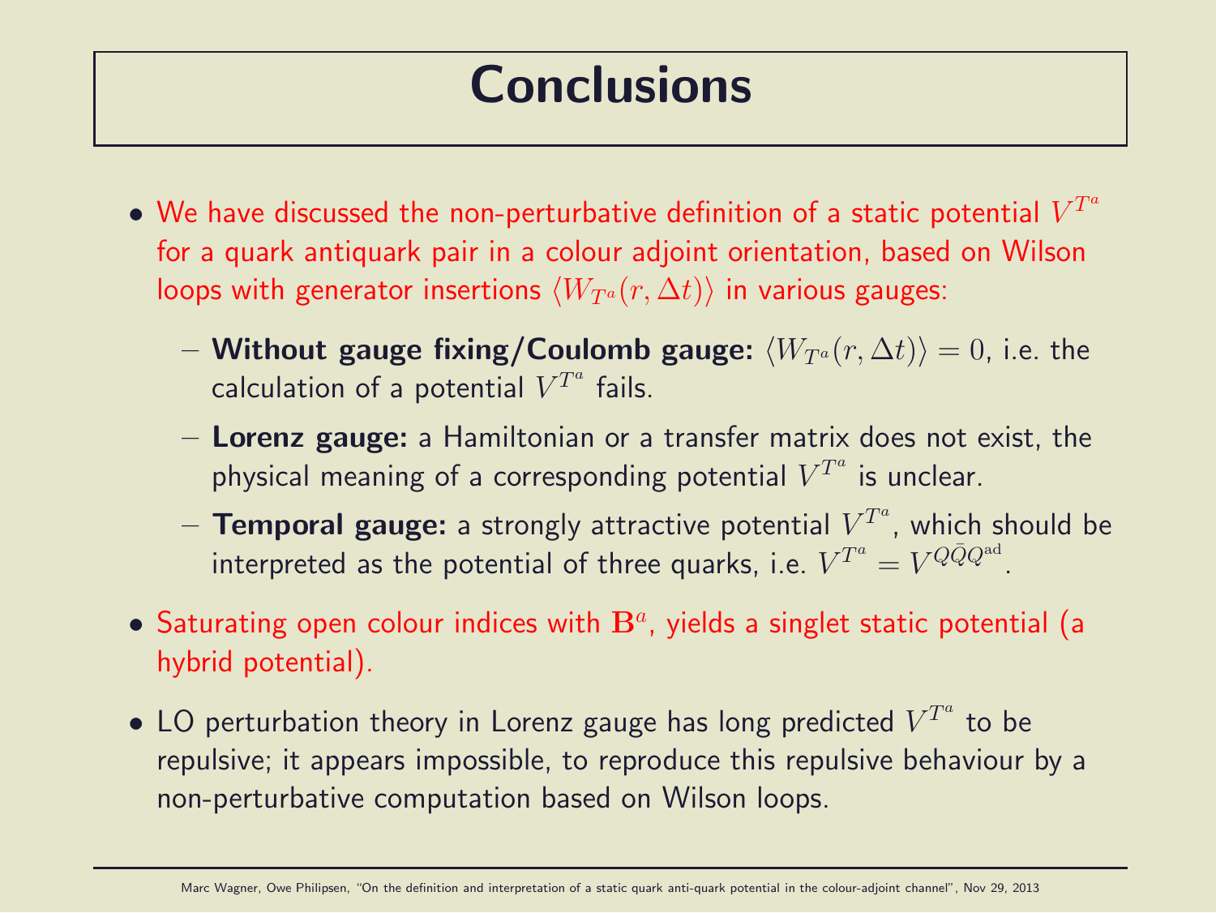# Conclusions

- We have discussed the non-perturbative definition of a static potential $V^{T^a}$ for a quark antiquark pair in a colour adjoint orientation, based on Wilson loops with generator insertions $\langle W_{T^a}(r, \Delta t) \rangle$ in various gauges:
  - **Without gauge fixing/Coulomb gauge:** $\langle W_{T^a}(r, \Delta t) \rangle = 0$, i.e. the calculation of a potential $V^{T^a}$ fails.
  - **Lorenz gauge:** a Hamiltonian or a transfer matrix does not exist, the physical meaning of a corresponding potential $V^{T^a}$ is unclear.
  - **Temporal gauge:** a strongly attractive potential $V^{T^a}$, which should be interpreted as the potential of three quarks, i.e. $V^{T^a} = V^{Q\bar{Q}Q^{\mathrm{ad}}}$.
- Saturating open colour indices with $\mathbf{B}^a$, yields a singlet static potential (a hybrid potential).
- LO perturbation theory in Lorenz gauge has long predicted $V^{T^a}$ to be repulsive; it appears impossible, to reproduce this repulsive behaviour by a non-perturbative computation based on Wilson loops.